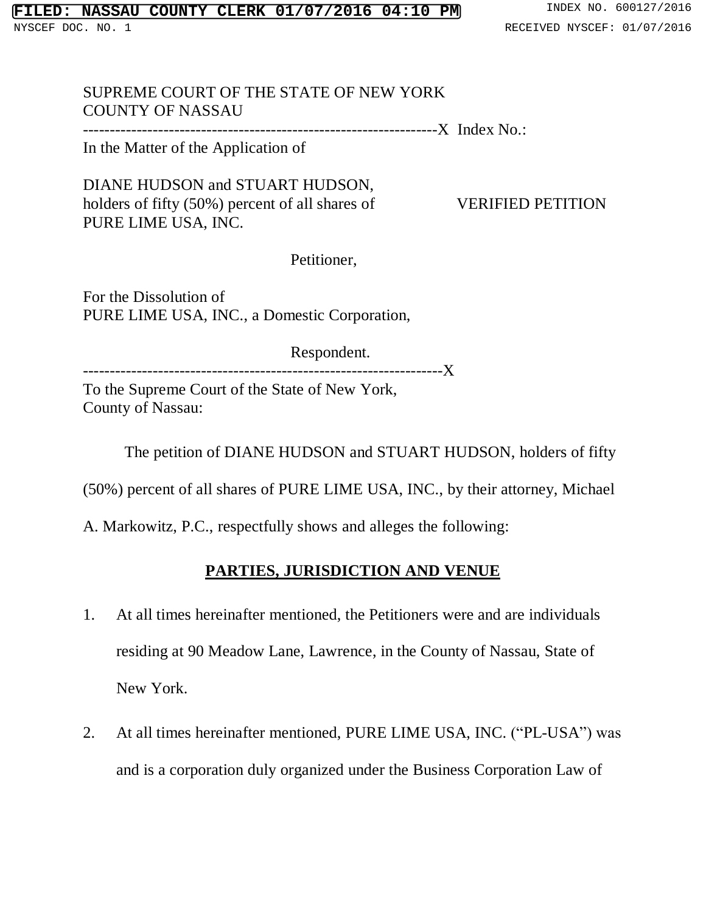SUPREME COURT OF THE STATE OF NEW YORK
COUNTY OF NASSAU

-----------------------------------------------------------------X Index No.:

In the Matter of the Application of

DIANE HUDSON and STUART HUDSON,
holders of fifty (50%) percent of all shares of PURE LIME USA, INC.

VERIFIED PETITION

Petitioner,

For the Dissolution of
PURE LIME USA, INC., a Domestic Corporation,

Respondent.

-----------------------------------------------------------------X

To the Supreme Court of the State of New York,
County of Nassau:

The petition of DIANE HUDSON and STUART HUDSON, holders of fifty (50%) percent of all shares of PURE LIME USA, INC., by their attorney, Michael A. Markowitz, P.C., respectfully shows and alleges the following:

## **PARTIES, JURISDICTION AND VENUE**

1. At all times hereinafter mentioned, the Petitioners were and are individuals residing at 90 Meadow Lane, Lawrence, in the County of Nassau, State of New York.

2. At all times hereinafter mentioned, PURE LIME USA, INC. ("PL-USA") was and is a corporation duly organized under the Business Corporation Law of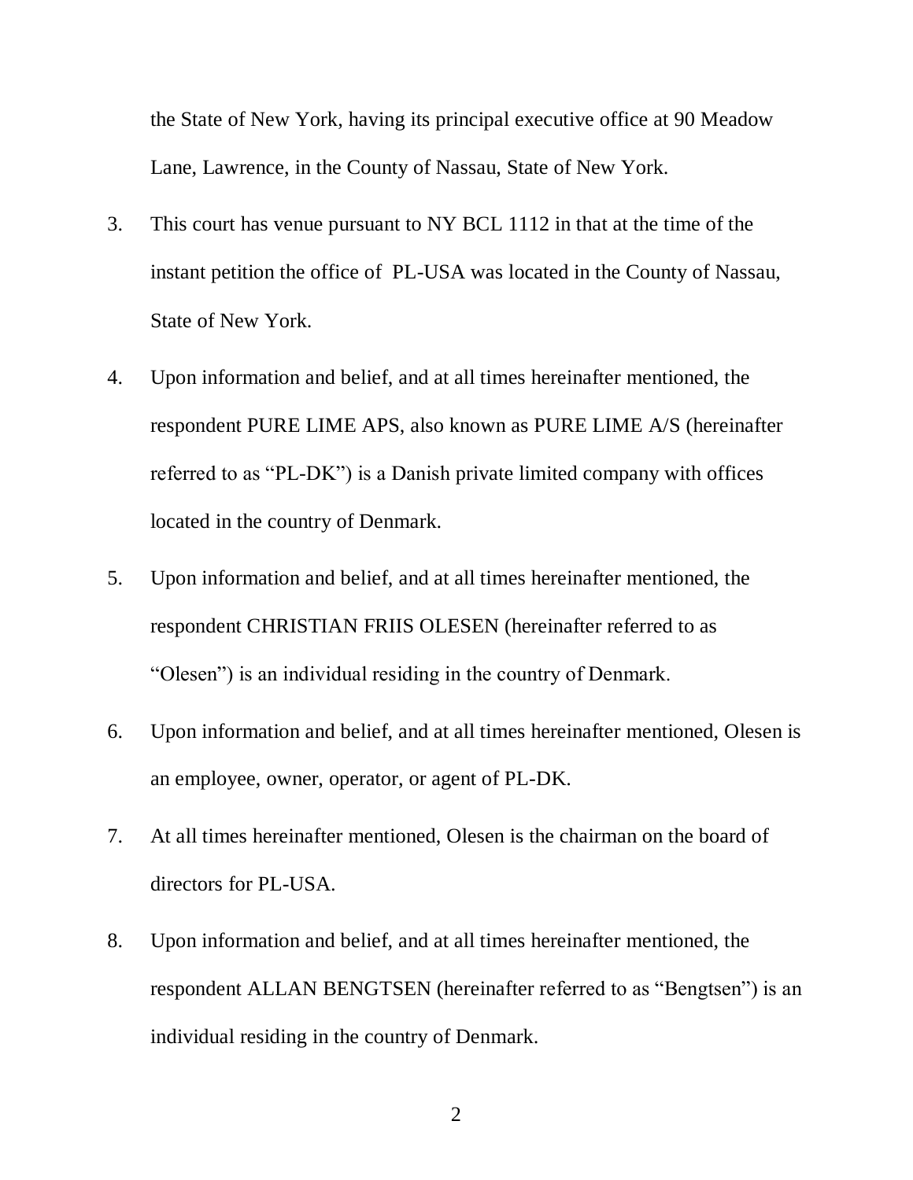the State of New York, having its principal executive office at 90 Meadow Lane, Lawrence, in the County of Nassau, State of New York.

3. This court has venue pursuant to NY BCL 1112 in that at the time of the instant petition the office of PL-USA was located in the County of Nassau, State of New York.

4. Upon information and belief, and at all times hereinafter mentioned, the respondent PURE LIME APS, also known as PURE LIME A/S (hereinafter referred to as "PL-DK") is a Danish private limited company with offices located in the country of Denmark.

5. Upon information and belief, and at all times hereinafter mentioned, the respondent CHRISTIAN FRIIS OLESEN (hereinafter referred to as "Olesen") is an individual residing in the country of Denmark.

6. Upon information and belief, and at all times hereinafter mentioned, Olesen is an employee, owner, operator, or agent of PL-DK.

7. At all times hereinafter mentioned, Olesen is the chairman on the board of directors for PL-USA.

8. Upon information and belief, and at all times hereinafter mentioned, the respondent ALLAN BENGTSEN (hereinafter referred to as "Bengtsen") is an individual residing in the country of Denmark.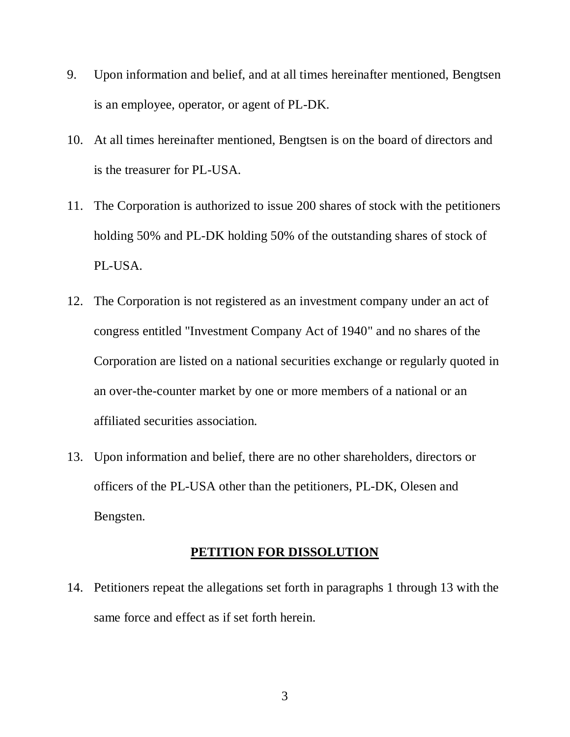9. Upon information and belief, and at all times hereinafter mentioned, Bengtsen is an employee, operator, or agent of PL-DK.

10. At all times hereinafter mentioned, Bengtsen is on the board of directors and is the treasurer for PL-USA.

11. The Corporation is authorized to issue 200 shares of stock with the petitioners holding 50% and PL-DK holding 50% of the outstanding shares of stock of PL-USA.

12. The Corporation is not registered as an investment company under an act of congress entitled "Investment Company Act of 1940" and no shares of the Corporation are listed on a national securities exchange or regularly quoted in an over-the-counter market by one or more members of a national or an affiliated securities association.

13. Upon information and belief, there are no other shareholders, directors or officers of the PL-USA other than the petitioners, PL-DK, Olesen and Bengsten.

## PETITION FOR DISSOLUTION

14. Petitioners repeat the allegations set forth in paragraphs 1 through 13 with the same force and effect as if set forth herein.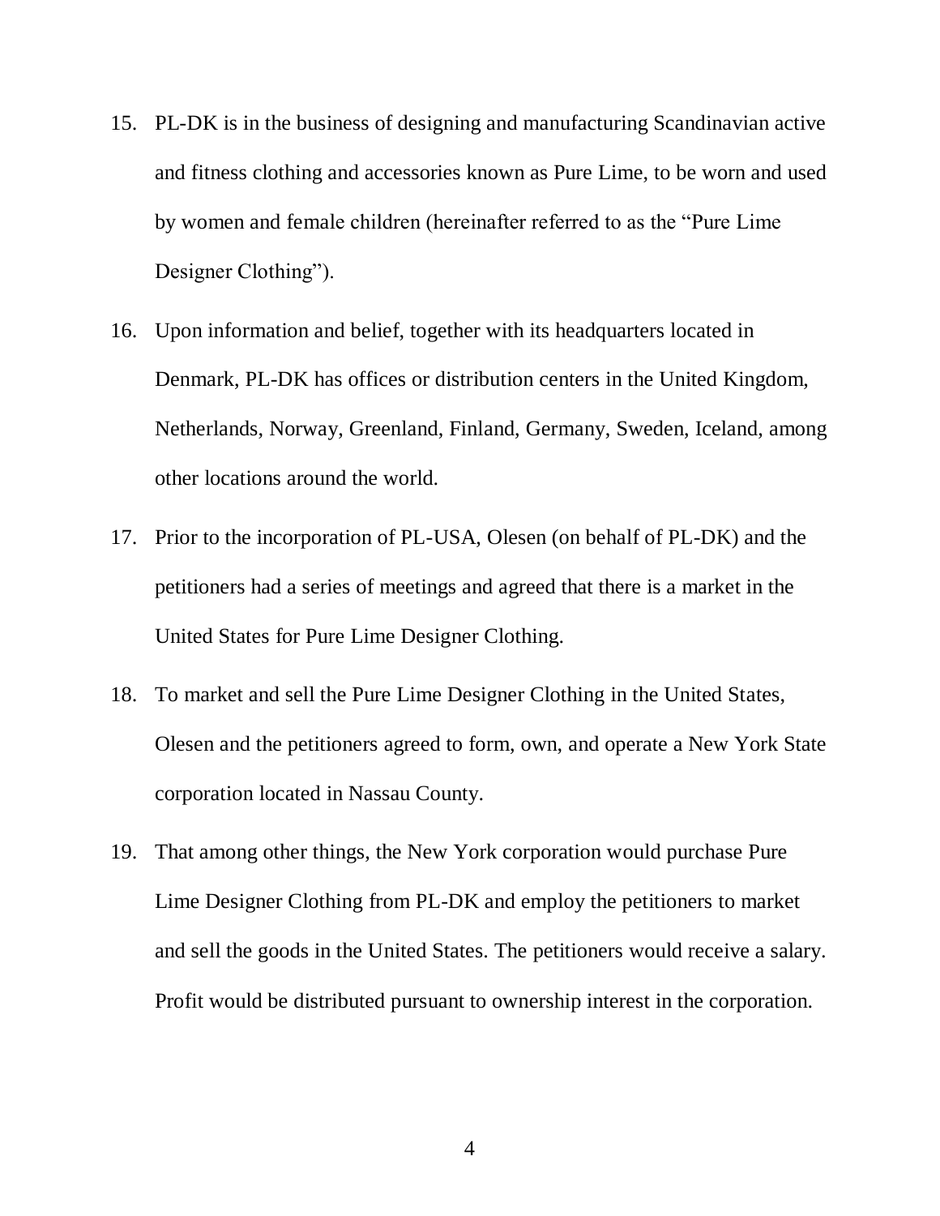15. PL-DK is in the business of designing and manufacturing Scandinavian active and fitness clothing and accessories known as Pure Lime, to be worn and used by women and female children (hereinafter referred to as the "Pure Lime Designer Clothing").

16. Upon information and belief, together with its headquarters located in Denmark, PL-DK has offices or distribution centers in the United Kingdom, Netherlands, Norway, Greenland, Finland, Germany, Sweden, Iceland, among other locations around the world.

17. Prior to the incorporation of PL-USA, Olesen (on behalf of PL-DK) and the petitioners had a series of meetings and agreed that there is a market in the United States for Pure Lime Designer Clothing.

18. To market and sell the Pure Lime Designer Clothing in the United States, Olesen and the petitioners agreed to form, own, and operate a New York State corporation located in Nassau County.

19. That among other things, the New York corporation would purchase Pure Lime Designer Clothing from PL-DK and employ the petitioners to market and sell the goods in the United States. The petitioners would receive a salary. Profit would be distributed pursuant to ownership interest in the corporation.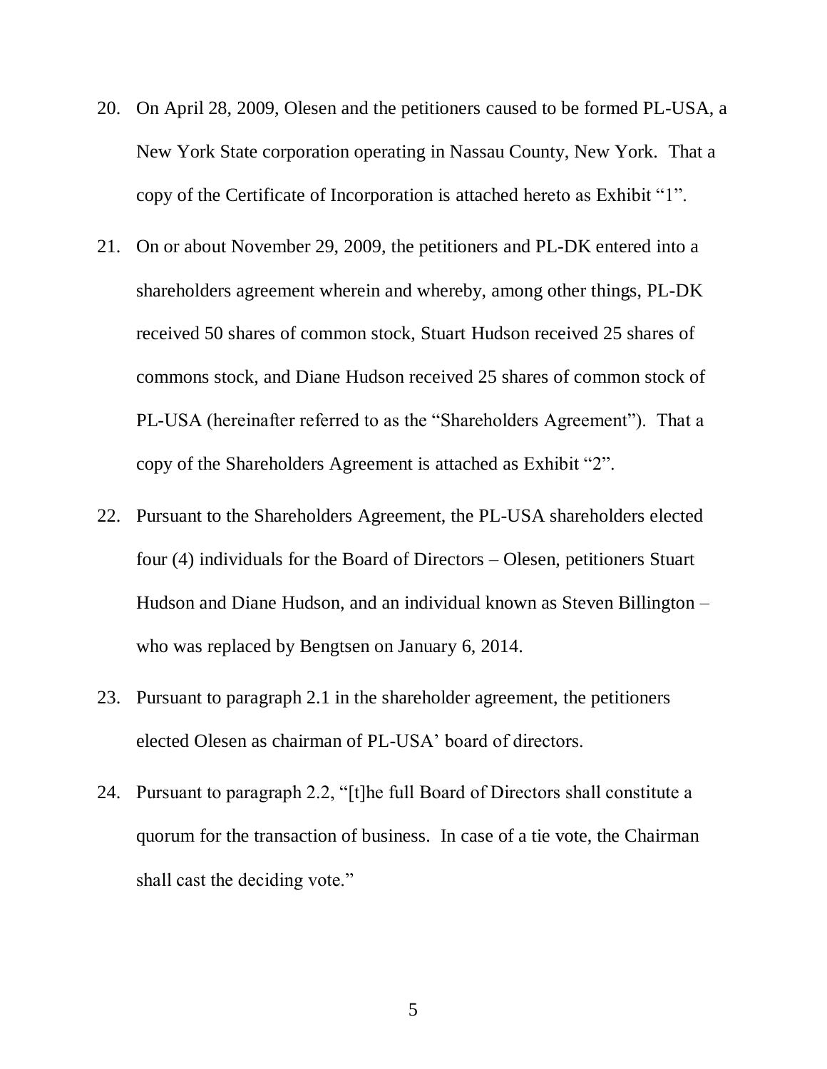20. On April 28, 2009, Olesen and the petitioners caused to be formed PL-USA, a New York State corporation operating in Nassau County, New York. That a copy of the Certificate of Incorporation is attached hereto as Exhibit "1".

21. On or about November 29, 2009, the petitioners and PL-DK entered into a shareholders agreement wherein and whereby, among other things, PL-DK received 50 shares of common stock, Stuart Hudson received 25 shares of commons stock, and Diane Hudson received 25 shares of common stock of PL-USA (hereinafter referred to as the "Shareholders Agreement"). That a copy of the Shareholders Agreement is attached as Exhibit "2".

22. Pursuant to the Shareholders Agreement, the PL-USA shareholders elected four (4) individuals for the Board of Directors – Olesen, petitioners Stuart Hudson and Diane Hudson, and an individual known as Steven Billington – who was replaced by Bengtsen on January 6, 2014.

23. Pursuant to paragraph 2.1 in the shareholder agreement, the petitioners elected Olesen as chairman of PL-USA' board of directors.

24. Pursuant to paragraph 2.2, "[t]he full Board of Directors shall constitute a quorum for the transaction of business. In case of a tie vote, the Chairman shall cast the deciding vote."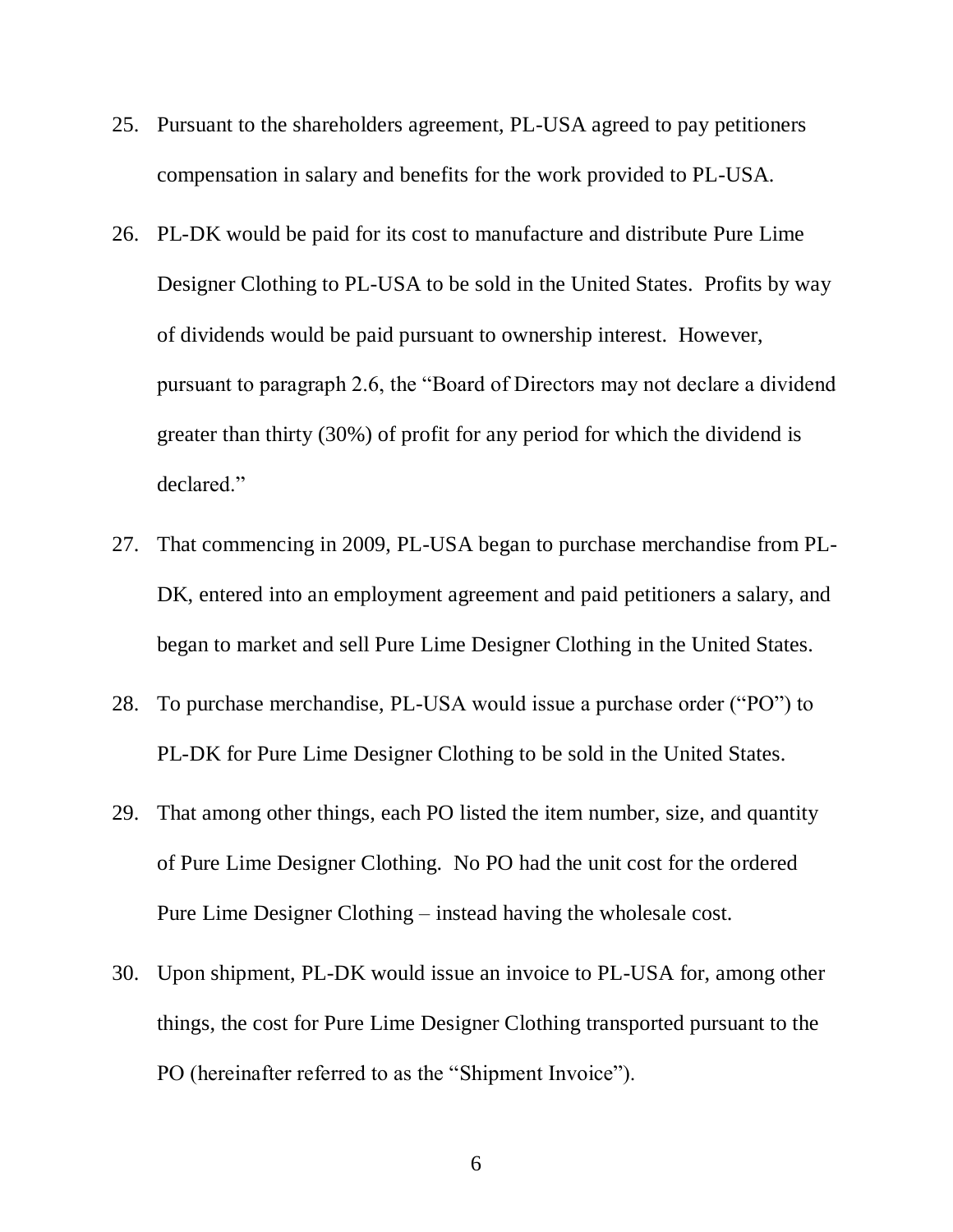25. Pursuant to the shareholders agreement, PL-USA agreed to pay petitioners compensation in salary and benefits for the work provided to PL-USA.

26. PL-DK would be paid for its cost to manufacture and distribute Pure Lime Designer Clothing to PL-USA to be sold in the United States. Profits by way of dividends would be paid pursuant to ownership interest. However, pursuant to paragraph 2.6, the "Board of Directors may not declare a dividend greater than thirty (30%) of profit for any period for which the dividend is declared."

27. That commencing in 2009, PL-USA began to purchase merchandise from PL-DK, entered into an employment agreement and paid petitioners a salary, and began to market and sell Pure Lime Designer Clothing in the United States.

28. To purchase merchandise, PL-USA would issue a purchase order ("PO") to PL-DK for Pure Lime Designer Clothing to be sold in the United States.

29. That among other things, each PO listed the item number, size, and quantity of Pure Lime Designer Clothing. No PO had the unit cost for the ordered Pure Lime Designer Clothing – instead having the wholesale cost.

30. Upon shipment, PL-DK would issue an invoice to PL-USA for, among other things, the cost for Pure Lime Designer Clothing transported pursuant to the PO (hereinafter referred to as the "Shipment Invoice").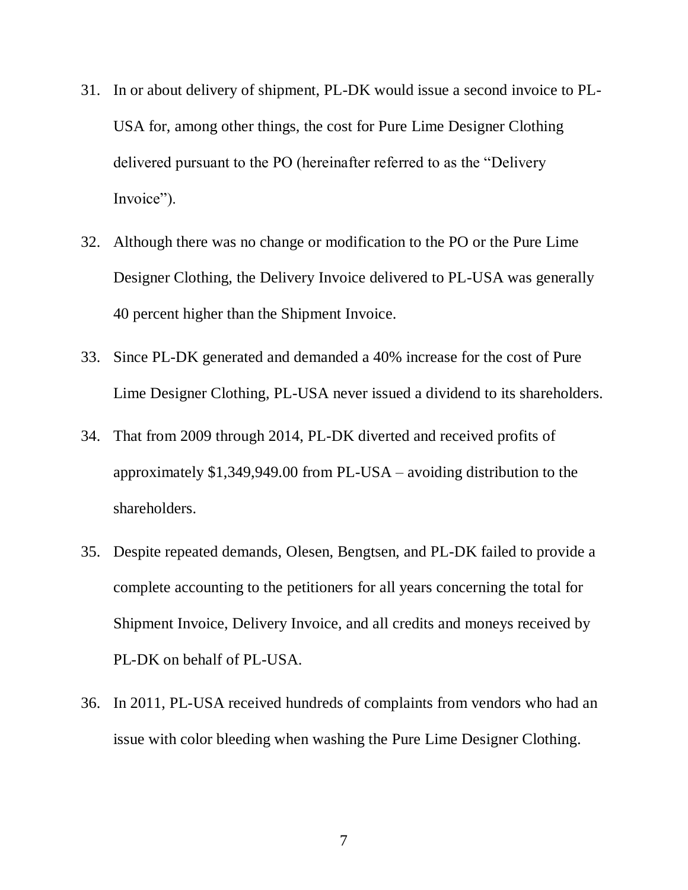31. In or about delivery of shipment, PL-DK would issue a second invoice to PL-USA for, among other things, the cost for Pure Lime Designer Clothing delivered pursuant to the PO (hereinafter referred to as the “Delivery Invoice”).

32. Although there was no change or modification to the PO or the Pure Lime Designer Clothing, the Delivery Invoice delivered to PL-USA was generally 40 percent higher than the Shipment Invoice.

33. Since PL-DK generated and demanded a 40% increase for the cost of Pure Lime Designer Clothing, PL-USA never issued a dividend to its shareholders.

34. That from 2009 through 2014, PL-DK diverted and received profits of approximately $1,349,949.00 from PL-USA – avoiding distribution to the shareholders.

35. Despite repeated demands, Olesen, Bengtsen, and PL-DK failed to provide a complete accounting to the petitioners for all years concerning the total for Shipment Invoice, Delivery Invoice, and all credits and moneys received by PL-DK on behalf of PL-USA.

36. In 2011, PL-USA received hundreds of complaints from vendors who had an issue with color bleeding when washing the Pure Lime Designer Clothing.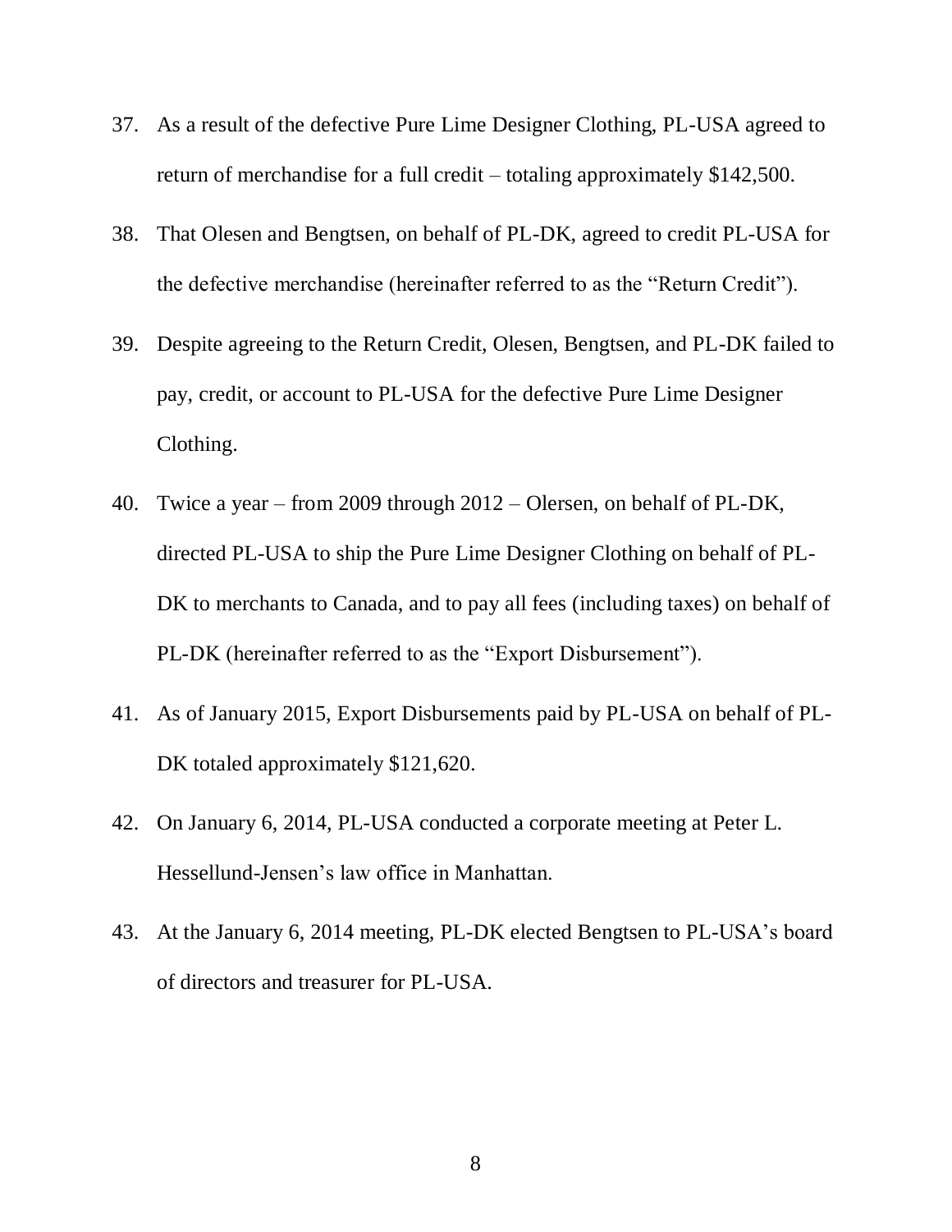37. As a result of the defective Pure Lime Designer Clothing, PL-USA agreed to return of merchandise for a full credit – totaling approximately $142,500.

38. That Olesen and Bengtsen, on behalf of PL-DK, agreed to credit PL-USA for the defective merchandise (hereinafter referred to as the "Return Credit").

39. Despite agreeing to the Return Credit, Olesen, Bengtsen, and PL-DK failed to pay, credit, or account to PL-USA for the defective Pure Lime Designer Clothing.

40. Twice a year – from 2009 through 2012 – Olersen, on behalf of PL-DK, directed PL-USA to ship the Pure Lime Designer Clothing on behalf of PL-DK to merchants to Canada, and to pay all fees (including taxes) on behalf of PL-DK (hereinafter referred to as the "Export Disbursement").

41. As of January 2015, Export Disbursements paid by PL-USA on behalf of PL-DK totaled approximately $121,620.

42. On January 6, 2014, PL-USA conducted a corporate meeting at Peter L. Hessellund-Jensen's law office in Manhattan.

43. At the January 6, 2014 meeting, PL-DK elected Bengtsen to PL-USA's board of directors and treasurer for PL-USA.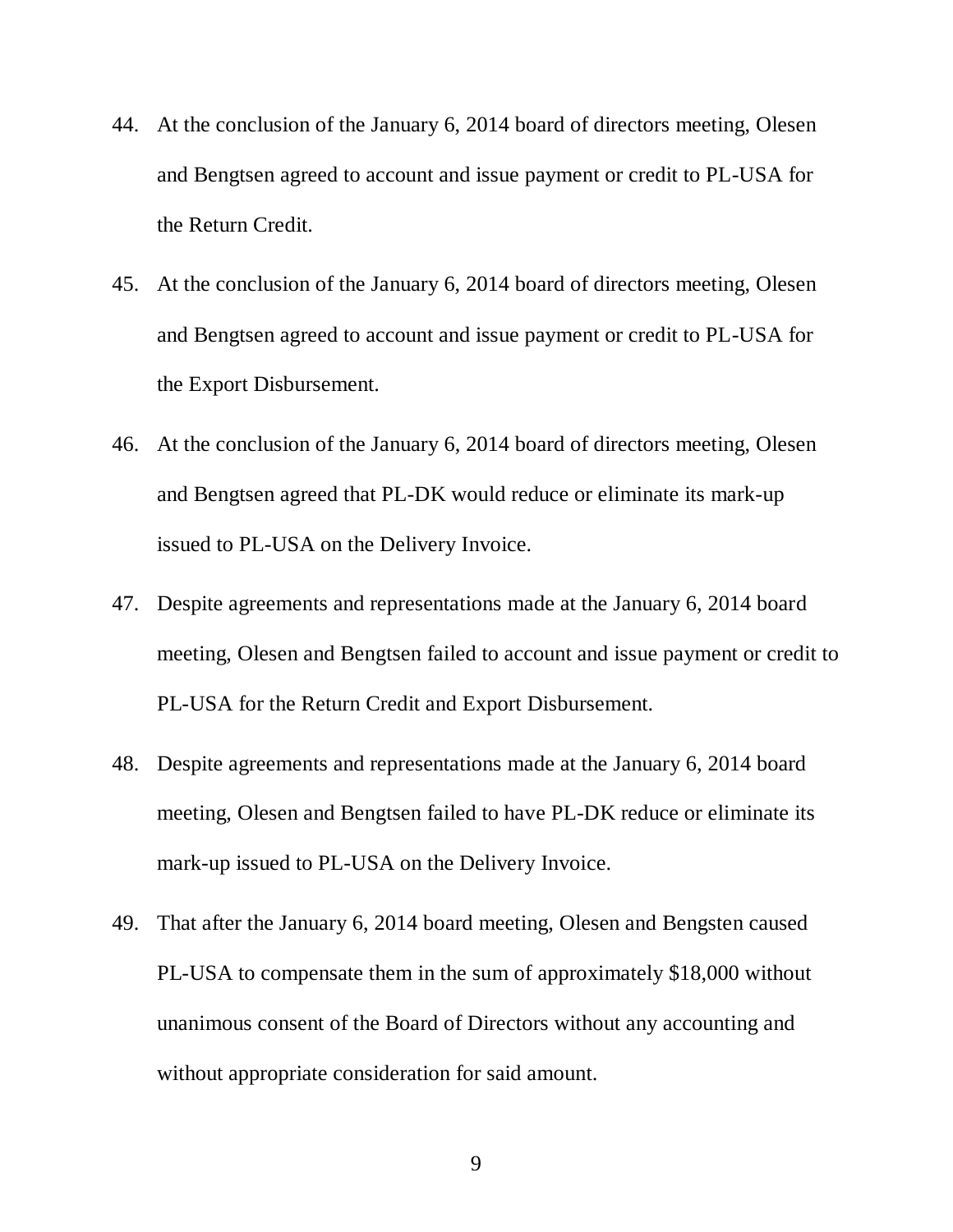44. At the conclusion of the January 6, 2014 board of directors meeting, Olesen and Bengtsen agreed to account and issue payment or credit to PL-USA for the Return Credit.

45. At the conclusion of the January 6, 2014 board of directors meeting, Olesen and Bengtsen agreed to account and issue payment or credit to PL-USA for the Export Disbursement.

46. At the conclusion of the January 6, 2014 board of directors meeting, Olesen and Bengtsen agreed that PL-DK would reduce or eliminate its mark-up issued to PL-USA on the Delivery Invoice.

47. Despite agreements and representations made at the January 6, 2014 board meeting, Olesen and Bengtsen failed to account and issue payment or credit to PL-USA for the Return Credit and Export Disbursement.

48. Despite agreements and representations made at the January 6, 2014 board meeting, Olesen and Bengtsen failed to have PL-DK reduce or eliminate its mark-up issued to PL-USA on the Delivery Invoice.

49. That after the January 6, 2014 board meeting, Olesen and Bengsten caused PL-USA to compensate them in the sum of approximately $18,000 without unanimous consent of the Board of Directors without any accounting and without appropriate consideration for said amount.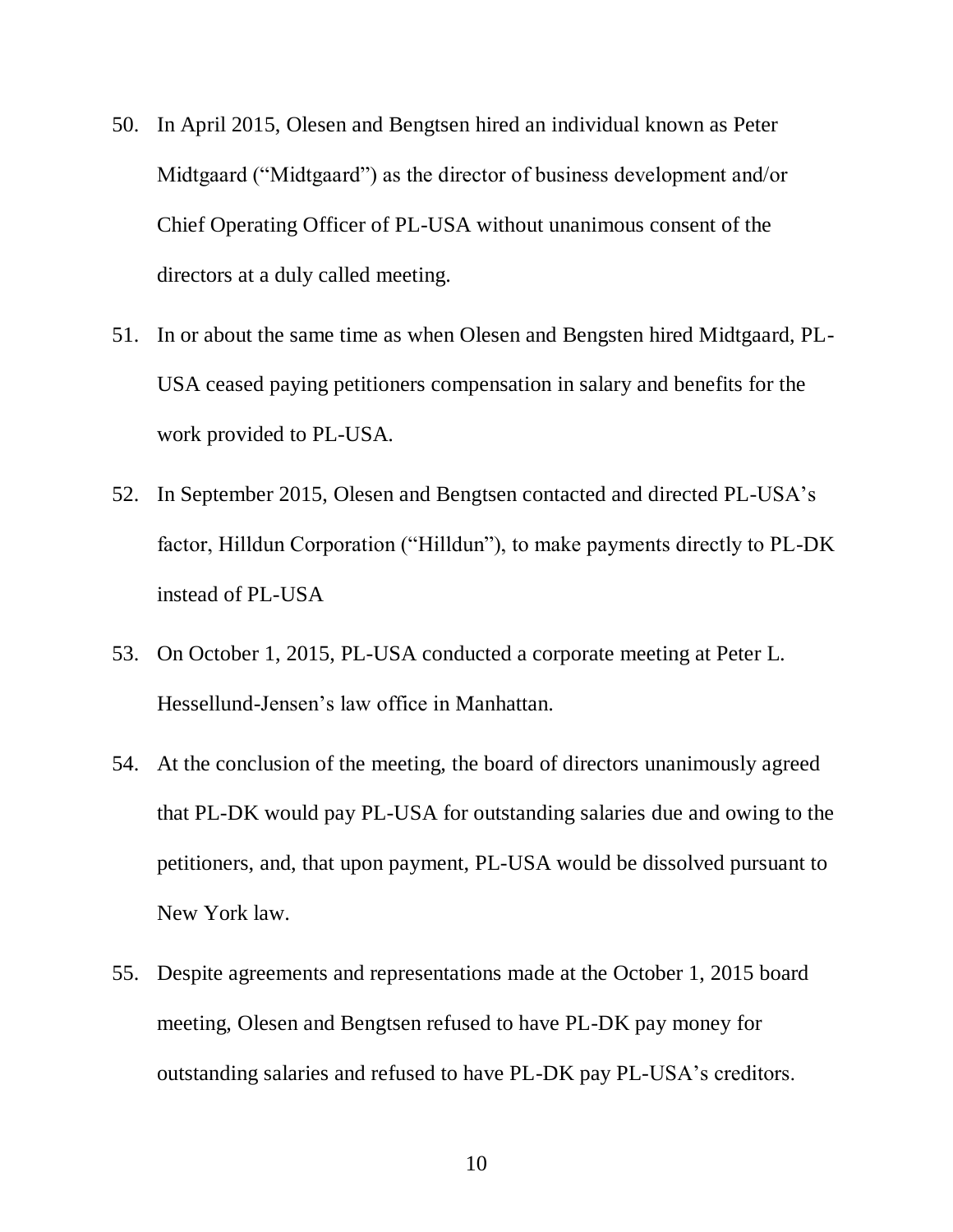50. In April 2015, Olesen and Bengtsen hired an individual known as Peter Midtgaard ("Midtgaard") as the director of business development and/or Chief Operating Officer of PL-USA without unanimous consent of the directors at a duly called meeting.

51. In or about the same time as when Olesen and Bengsten hired Midtgaard, PL-USA ceased paying petitioners compensation in salary and benefits for the work provided to PL-USA.

52. In September 2015, Olesen and Bengtsen contacted and directed PL-USA's factor, Hilldun Corporation ("Hilldun"), to make payments directly to PL-DK instead of PL-USA

53. On October 1, 2015, PL-USA conducted a corporate meeting at Peter L. Hessellund-Jensen's law office in Manhattan.

54. At the conclusion of the meeting, the board of directors unanimously agreed that PL-DK would pay PL-USA for outstanding salaries due and owing to the petitioners, and, that upon payment, PL-USA would be dissolved pursuant to New York law.

55. Despite agreements and representations made at the October 1, 2015 board meeting, Olesen and Bengtsen refused to have PL-DK pay money for outstanding salaries and refused to have PL-DK pay PL-USA's creditors.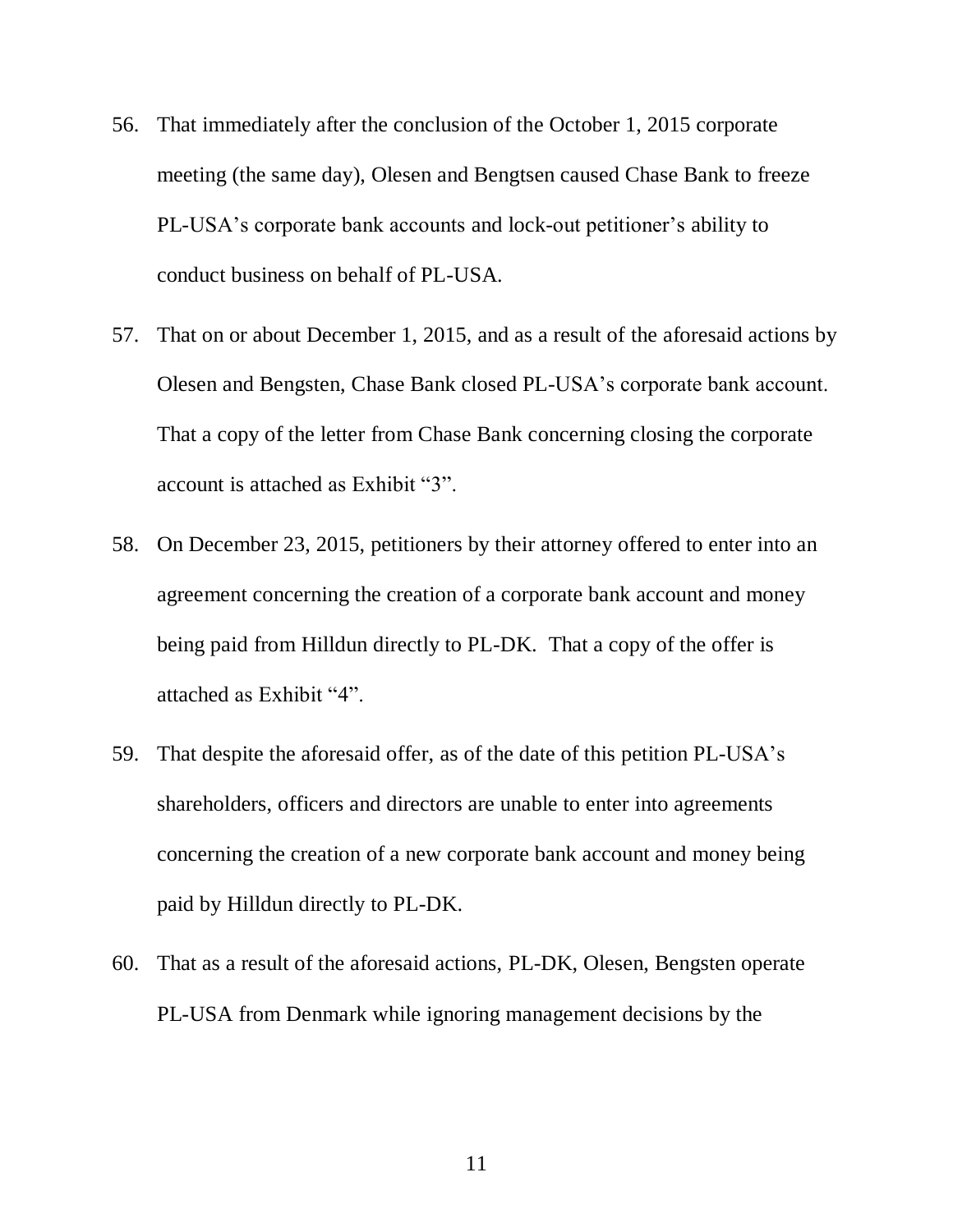56. That immediately after the conclusion of the October 1, 2015 corporate meeting (the same day), Olesen and Bengtsen caused Chase Bank to freeze PL-USA's corporate bank accounts and lock-out petitioner's ability to conduct business on behalf of PL-USA.

57. That on or about December 1, 2015, and as a result of the aforesaid actions by Olesen and Bengsten, Chase Bank closed PL-USA's corporate bank account. That a copy of the letter from Chase Bank concerning closing the corporate account is attached as Exhibit "3".

58. On December 23, 2015, petitioners by their attorney offered to enter into an agreement concerning the creation of a corporate bank account and money being paid from Hilldun directly to PL-DK. That a copy of the offer is attached as Exhibit "4".

59. That despite the aforesaid offer, as of the date of this petition PL-USA's shareholders, officers and directors are unable to enter into agreements concerning the creation of a new corporate bank account and money being paid by Hilldun directly to PL-DK.

60. That as a result of the aforesaid actions, PL-DK, Olesen, Bengsten operate PL-USA from Denmark while ignoring management decisions by the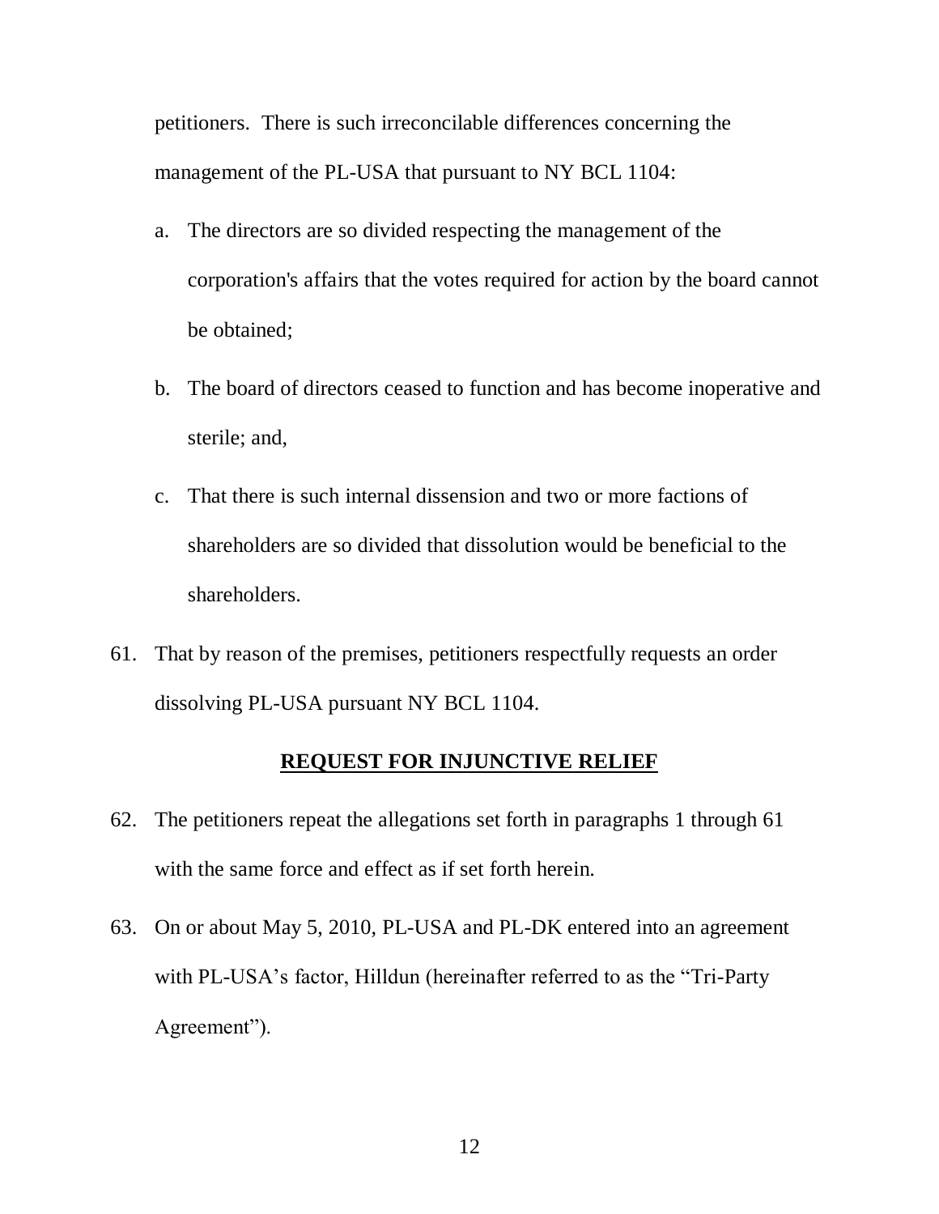petitioners. There is such irreconcilable differences concerning the management of the PL-USA that pursuant to NY BCL 1104:

a. The directors are so divided respecting the management of the corporation's affairs that the votes required for action by the board cannot be obtained;

b. The board of directors ceased to function and has become inoperative and sterile; and,

c. That there is such internal dissension and two or more factions of shareholders are so divided that dissolution would be beneficial to the shareholders.

61. That by reason of the premises, petitioners respectfully requests an order dissolving PL-USA pursuant NY BCL 1104.

**REQUEST FOR INJUNCTIVE RELIEF**

62. The petitioners repeat the allegations set forth in paragraphs 1 through 61 with the same force and effect as if set forth herein.

63. On or about May 5, 2010, PL-USA and PL-DK entered into an agreement with PL-USA's factor, Hilldun (hereinafter referred to as the "Tri-Party Agreement").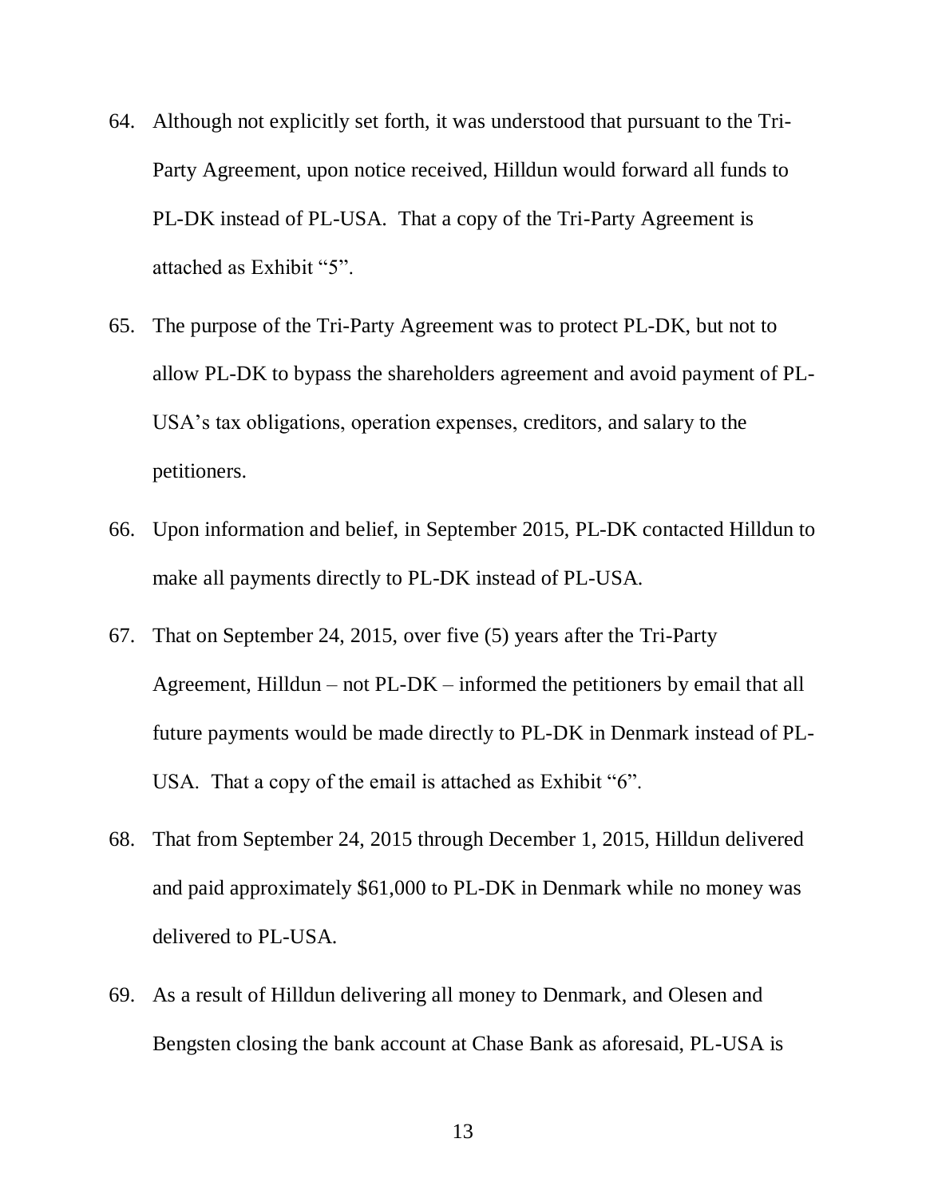64. Although not explicitly set forth, it was understood that pursuant to the Tri-Party Agreement, upon notice received, Hilldun would forward all funds to PL-DK instead of PL-USA. That a copy of the Tri-Party Agreement is attached as Exhibit "5".

65. The purpose of the Tri-Party Agreement was to protect PL-DK, but not to allow PL-DK to bypass the shareholders agreement and avoid payment of PL-USA's tax obligations, operation expenses, creditors, and salary to the petitioners.

66. Upon information and belief, in September 2015, PL-DK contacted Hilldun to make all payments directly to PL-DK instead of PL-USA.

67. That on September 24, 2015, over five (5) years after the Tri-Party Agreement, Hilldun – not PL-DK – informed the petitioners by email that all future payments would be made directly to PL-DK in Denmark instead of PL-USA. That a copy of the email is attached as Exhibit "6".

68. That from September 24, 2015 through December 1, 2015, Hilldun delivered and paid approximately $61,000 to PL-DK in Denmark while no money was delivered to PL-USA.

69. As a result of Hilldun delivering all money to Denmark, and Olesen and Bengsten closing the bank account at Chase Bank as aforesaid, PL-USA is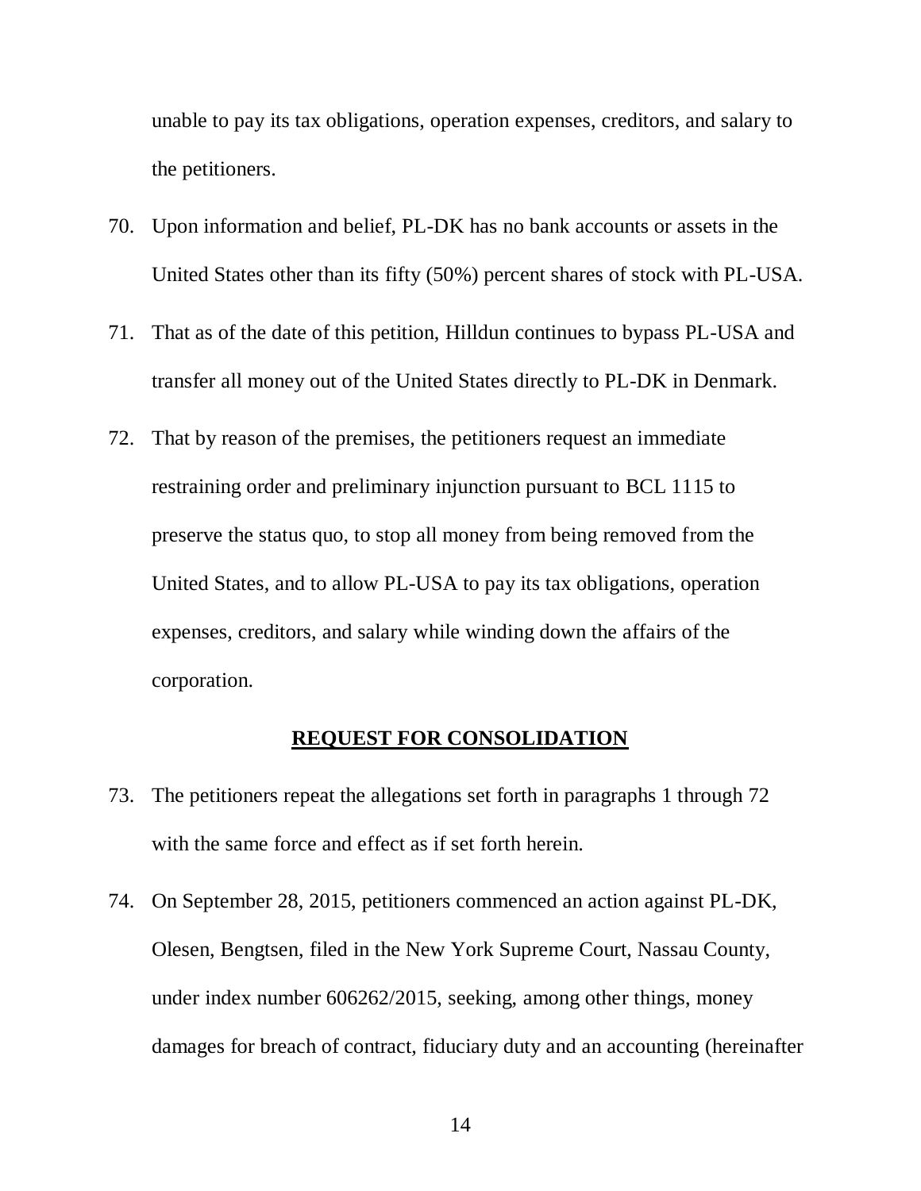unable to pay its tax obligations, operation expenses, creditors, and salary to the petitioners.

70. Upon information and belief, PL-DK has no bank accounts or assets in the United States other than its fifty (50%) percent shares of stock with PL-USA.

71. That as of the date of this petition, Hilldun continues to bypass PL-USA and transfer all money out of the United States directly to PL-DK in Denmark.

72. That by reason of the premises, the petitioners request an immediate restraining order and preliminary injunction pursuant to BCL 1115 to preserve the status quo, to stop all money from being removed from the United States, and to allow PL-USA to pay its tax obligations, operation expenses, creditors, and salary while winding down the affairs of the corporation.

## **REQUEST FOR CONSOLIDATION**

73. The petitioners repeat the allegations set forth in paragraphs 1 through 72 with the same force and effect as if set forth herein.

74. On September 28, 2015, petitioners commenced an action against PL-DK, Olesen, Bengtsen, filed in the New York Supreme Court, Nassau County, under index number 606262/2015, seeking, among other things, money damages for breach of contract, fiduciary duty and an accounting (hereinafter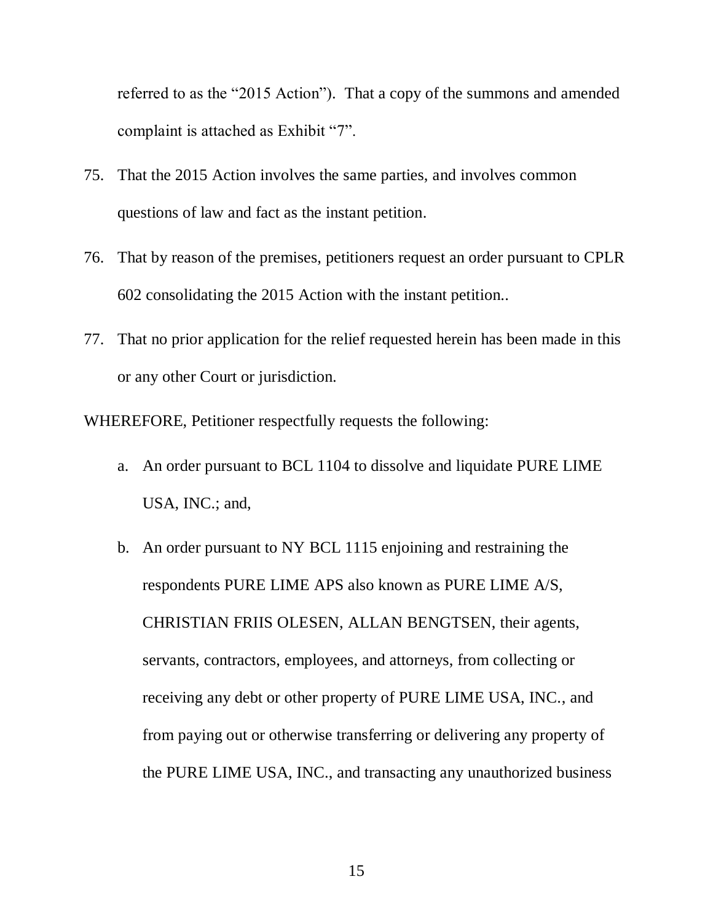referred to as the "2015 Action"). That a copy of the summons and amended complaint is attached as Exhibit "7".

75. That the 2015 Action involves the same parties, and involves common questions of law and fact as the instant petition.

76. That by reason of the premises, petitioners request an order pursuant to CPLR 602 consolidating the 2015 Action with the instant petition..

77. That no prior application for the relief requested herein has been made in this or any other Court or jurisdiction.

WHEREFORE, Petitioner respectfully requests the following:

a. An order pursuant to BCL 1104 to dissolve and liquidate PURE LIME USA, INC.; and,

b. An order pursuant to NY BCL 1115 enjoining and restraining the respondents PURE LIME APS also known as PURE LIME A/S, CHRISTIAN FRIIS OLESEN, ALLAN BENGTSEN, their agents, servants, contractors, employees, and attorneys, from collecting or receiving any debt or other property of PURE LIME USA, INC., and from paying out or otherwise transferring or delivering any property of the PURE LIME USA, INC., and transacting any unauthorized business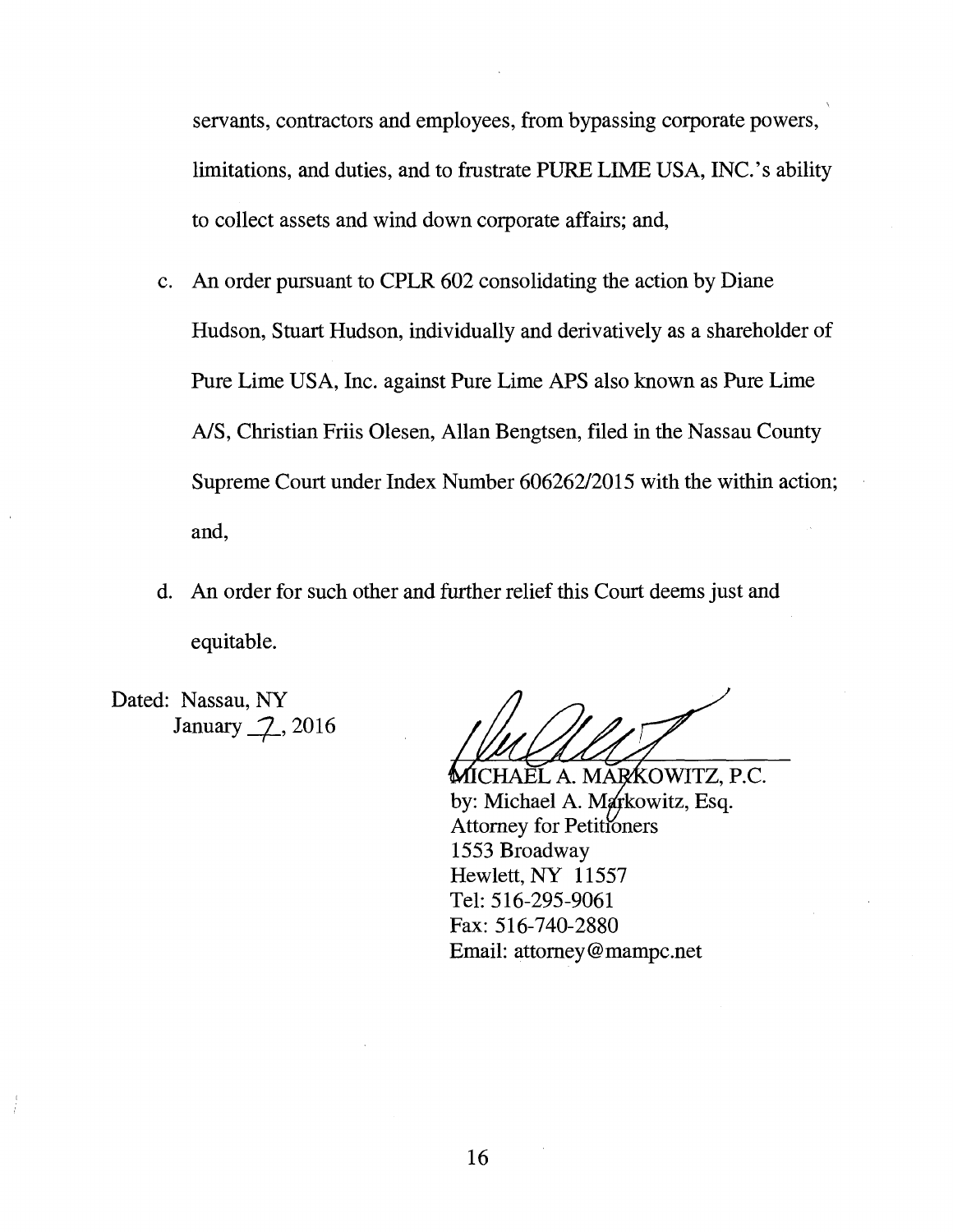servants, contractors and employees, from bypassing corporate powers, limitations, and duties, and to frustrate PURE LIME USA, INC.'s ability to collect assets and wind down corporate affairs; and,

c. An order pursuant to CPLR 602 consolidating the action by Diane Hudson, Stuart Hudson, individually and derivatively as a shareholder of Pure Lime USA, Inc. against Pure Lime APS also known as Pure Lime A/S, Christian Friis Olesen, Allan Bengtsen, filed in the Nassau County Supreme Court under Index Number 606262/2015 with the within action; and,

d. An order for such other and further relief this Court deems just and equitable.

Dated: Nassau, NY
January 7, 2016

MICHAEL A. MARKOWITZ, P.C.
by: Michael A. Markowitz, Esq.
Attorney for Petitioners
1553 Broadway
Hewlett, NY 11557
Tel: 516-295-9061
Fax: 516-740-2880
Email: attorney@mampc.net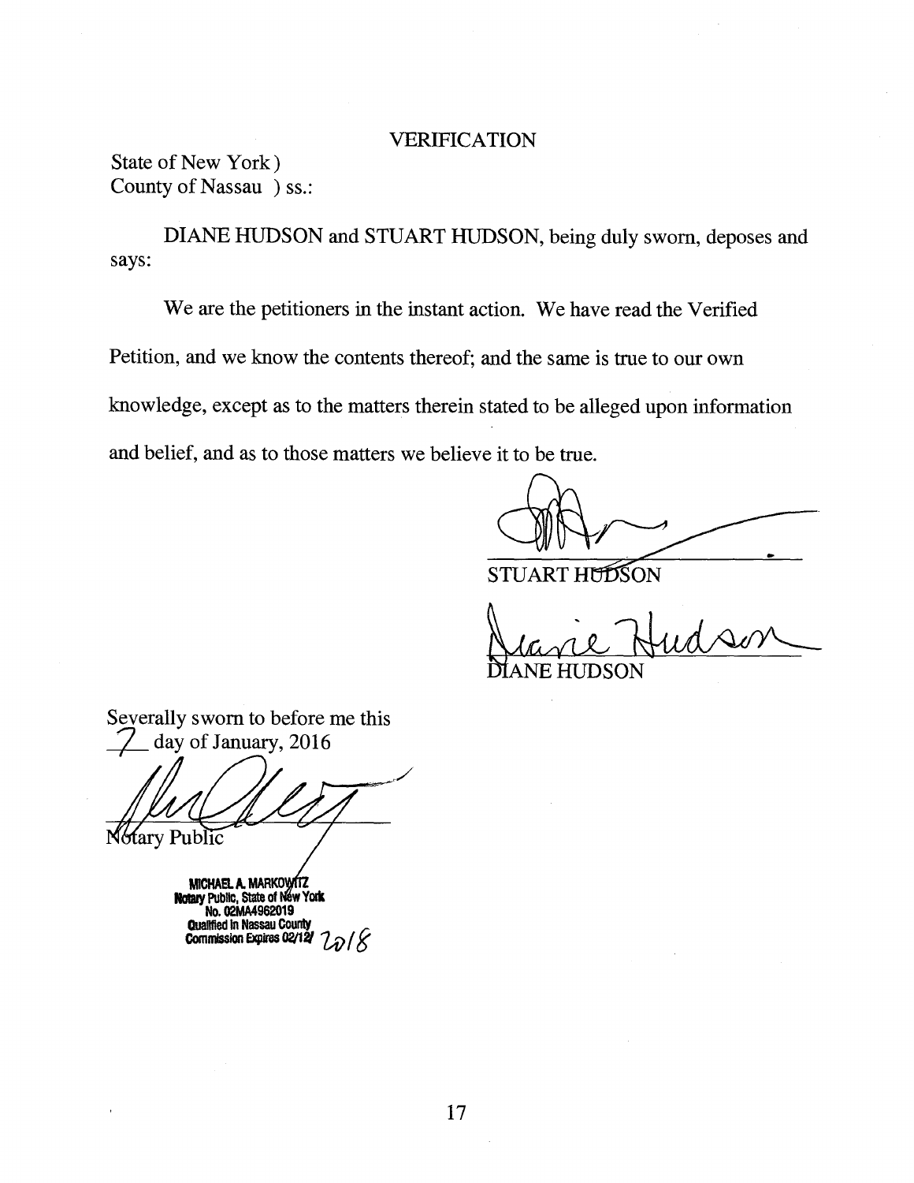# VERIFICATION

State of New York )
County of Nassau ) ss.:

DIANE HUDSON and STUART HUDSON, being duly sworn, deposes and says:

We are the petitioners in the instant action. We have read the Verified Petition, and we know the contents thereof; and the same is true to our own knowledge, except as to the matters therein stated to be alleged upon information and belief, and as to those matters we believe it to be true.

STUART HUDSON

DIANE HUDSON

Severally sworn to before me this
7 day of January, 2016

Notary Public

MICHAEL A. MARKOWITZ
Notary Public, State of New York
No. 02MA4962019
Qualified in Nassau County
Commission Expires 02/12/ 2018